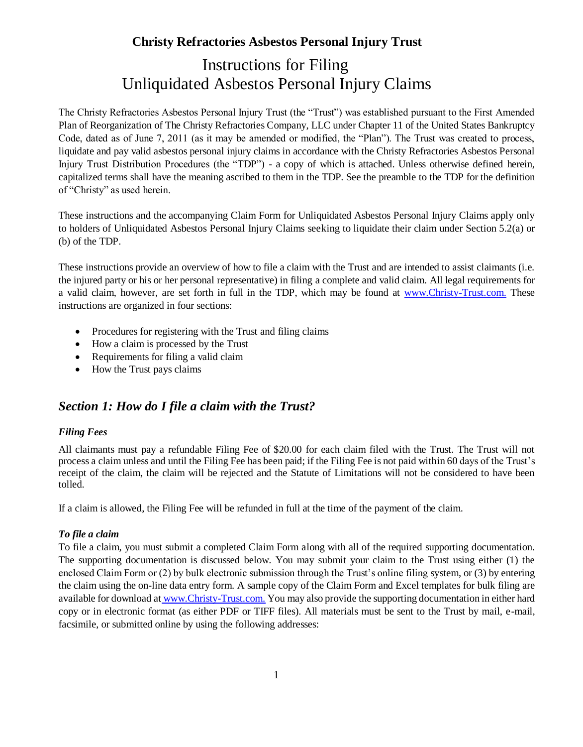**Christy Refractories Asbestos Personal Injury Trust**

# Instructions for Filing Unliquidated Asbestos Personal Injury Claims

The Christy Refractories Asbestos Personal Injury Trust (the "Trust") was established pursuant to the First Amended Plan of Reorganization of The Christy Refractories Company, LLC under Chapter 11 of the United States Bankruptcy Code, dated as of June 7, 2011 (as it may be amended or modified, the "Plan"). The Trust was created to process, liquidate and pay valid asbestos personal injury claims in accordance with the Christy Refractories Asbestos Personal Injury Trust Distribution Procedures (the "TDP") - a copy of which is attached. Unless otherwise defined herein, capitalized terms shall have the meaning ascribed to them in the TDP. See the preamble to the TDP for the definition of "Christy" as used herein.

These instructions and the accompanying Claim Form for Unliquidated Asbestos Personal Injury Claims apply only to holders of Unliquidated Asbestos Personal Injury Claims seeking to liquidate their claim under Section 5.2(a) or (b) of the TDP.

These instructions provide an overview of how to file a claim with the Trust and are intended to assist claimants (i.e. the injured party or his or her personal representative) in filing a complete and valid claim. All legal requirements for a valid claim, however, are set forth in full in the TDP, which may be found at www.Christy-Trust.com. These instructions are organized in four sections:

- Procedures for registering with the Trust and filing claims
- How a claim is processed by the Trust
- Requirements for filing a valid claim
- How the Trust pays claims

## *Section 1: How do I file a claim with the Trust?*

### *Filing Fees*

All claimants must pay a refundable Filing Fee of $20.00 for each claim filed with the Trust. The Trust will not process a claim unless and until the Filing Fee has been paid; if the Filing Fee is not paid within 60 days of the Trust's receipt of the claim, the claim will be rejected and the Statute of Limitations will not be considered to have been tolled.

If a claim is allowed, the Filing Fee will be refunded in full at the time of the payment of the claim.

### *To file a claim*

To file a claim, you must submit a completed Claim Form along with all of the required supporting documentation. The supporting documentation is discussed below. You may submit your claim to the Trust using either (1) the enclosed Claim Form or (2) by bulk electronic submission through the Trust's online filing system, or (3) by entering the claim using the on-line data entry form. A sample copy of the Claim Form and Excel templates for bulk filing are available for download at www.Christy-Trust.com. You may also provide the supporting documentation in either hard copy or in electronic format (as either PDF or TIFF files). All materials must be sent to the Trust by mail, e-mail, facsimile, or submitted online by using the following addresses: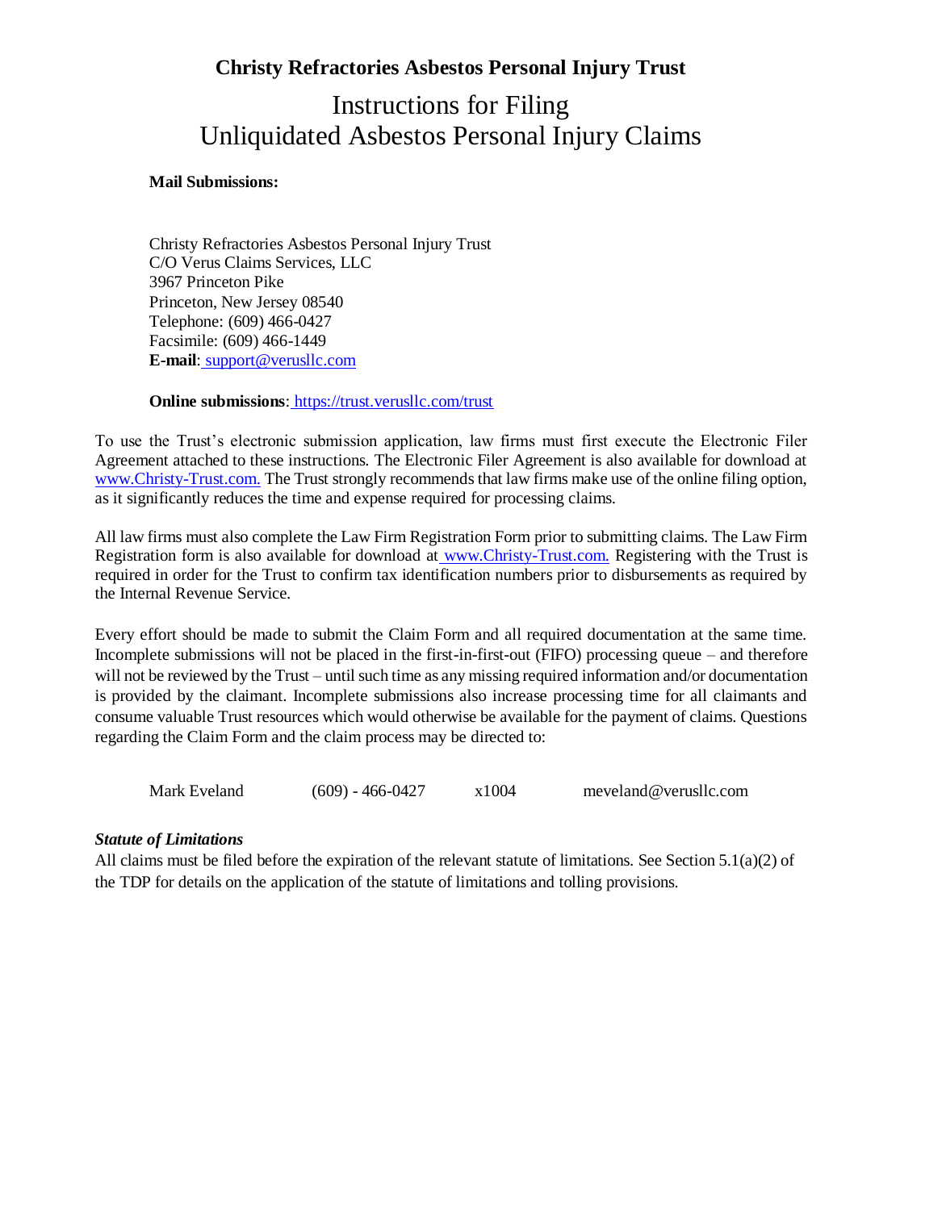**Christy Refractories Asbestos Personal Injury Trust**

# Instructions for Filing
# Unliquidated Asbestos Personal Injury Claims

**Mail Submissions:**

Christy Refractories Asbestos Personal Injury Trust
C/O Verus Claims Services, LLC
3967 Princeton Pike
Princeton, New Jersey 08540
Telephone: (609) 466-0427
Facsimile: (609) 466-1449
**E-mail**: support@verusllc.com

**Online submissions**: https://trust.verusllc.com/trust

To use the Trust's electronic submission application, law firms must first execute the Electronic Filer Agreement attached to these instructions. The Electronic Filer Agreement is also available for download at www.Christy-Trust.com. The Trust strongly recommends that law firms make use of the online filing option, as it significantly reduces the time and expense required for processing claims.

All law firms must also complete the Law Firm Registration Form prior to submitting claims. The Law Firm Registration form is also available for download at www.Christy-Trust.com. Registering with the Trust is required in order for the Trust to confirm tax identification numbers prior to disbursements as required by the Internal Revenue Service.

Every effort should be made to submit the Claim Form and all required documentation at the same time. Incomplete submissions will not be placed in the first-in-first-out (FIFO) processing queue – and therefore will not be reviewed by the Trust – until such time as any missing required information and/or documentation is provided by the claimant. Incomplete submissions also increase processing time for all claimants and consume valuable Trust resources which would otherwise be available for the payment of claims. Questions regarding the Claim Form and the claim process may be directed to:

| Mark Eveland | (609) - 466-0427 | x1004 | meveland@verusllc.com |
|---|---|---|---|

***Statute of Limitations***

All claims must be filed before the expiration of the relevant statute of limitations. See Section 5.1(a)(2) of the TDP for details on the application of the statute of limitations and tolling provisions.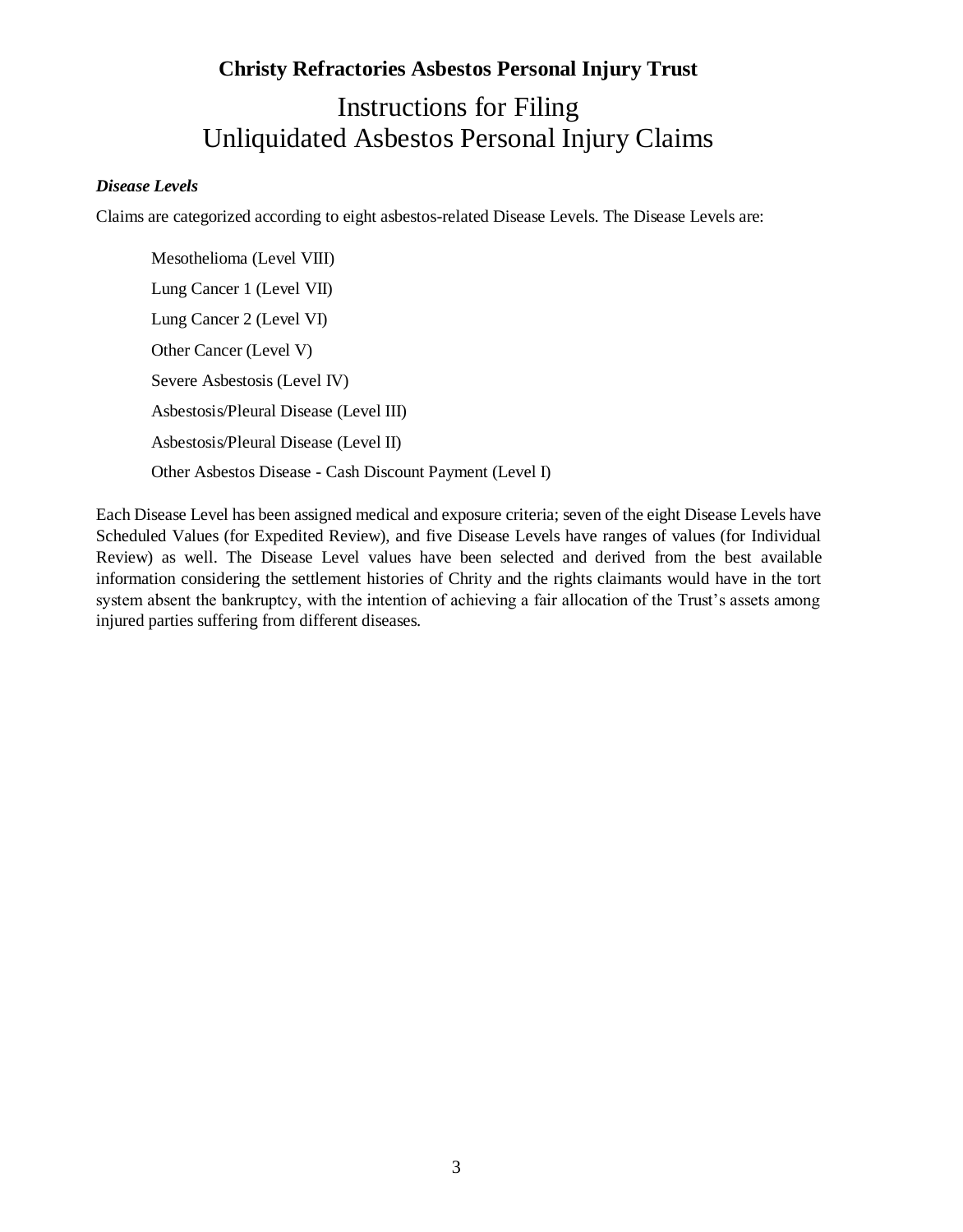**Christy Refractories Asbestos Personal Injury Trust**

# Instructions for Filing Unliquidated Asbestos Personal Injury Claims

***Disease Levels***

Claims are categorized according to eight asbestos-related Disease Levels. The Disease Levels are:

Mesothelioma (Level VIII)

Lung Cancer 1 (Level VII)

Lung Cancer 2 (Level VI)

Other Cancer (Level V)

Severe Asbestosis (Level IV)

Asbestosis/Pleural Disease (Level III)

Asbestosis/Pleural Disease (Level II)

Other Asbestos Disease - Cash Discount Payment (Level I)

Each Disease Level has been assigned medical and exposure criteria; seven of the eight Disease Levels have Scheduled Values (for Expedited Review), and five Disease Levels have ranges of values (for Individual Review) as well. The Disease Level values have been selected and derived from the best available information considering the settlement histories of Chrity and the rights claimants would have in the tort system absent the bankruptcy, with the intention of achieving a fair allocation of the Trust's assets among injured parties suffering from different diseases.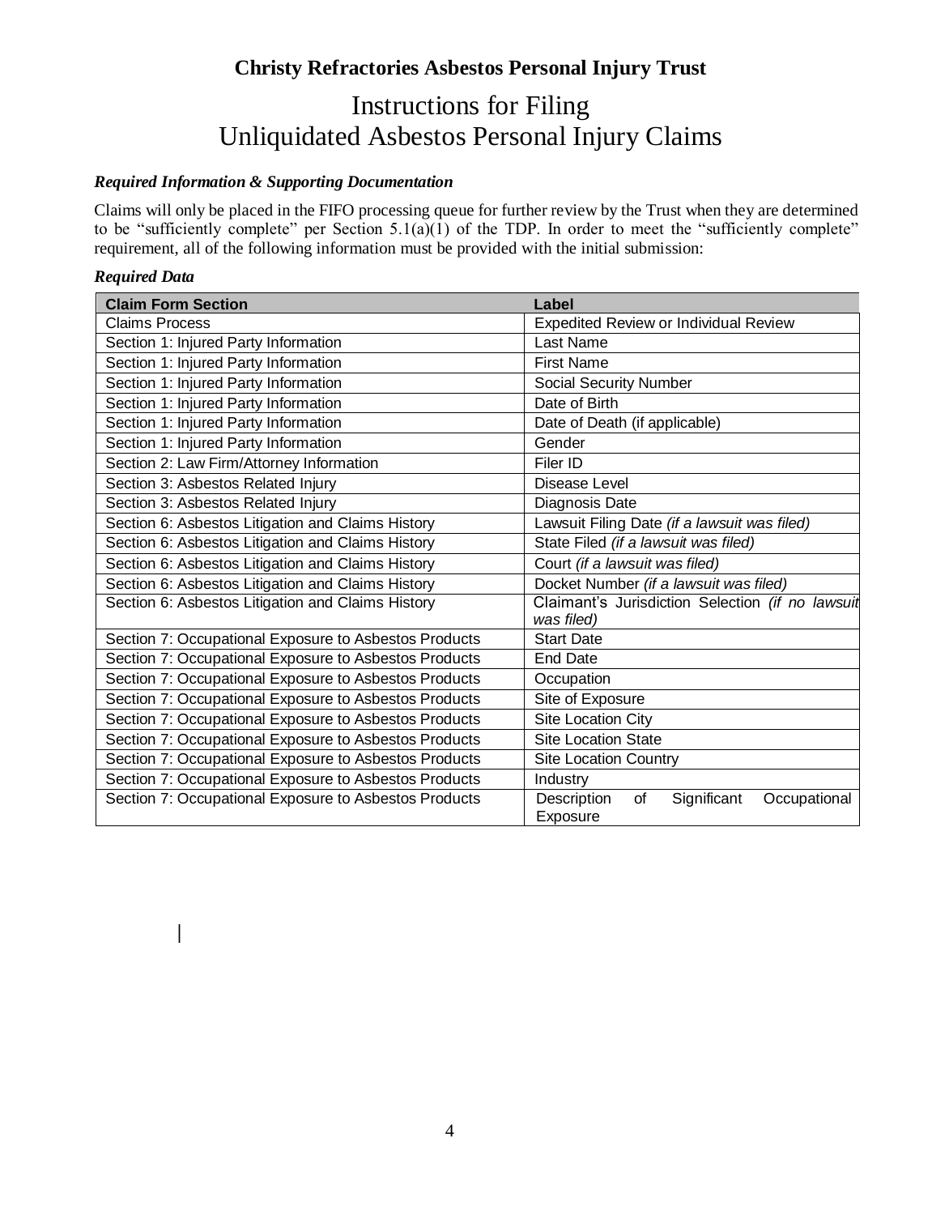**Christy Refractories Asbestos Personal Injury Trust**

# Instructions for Filing Unliquidated Asbestos Personal Injury Claims

***Required Information & Supporting Documentation***

Claims will only be placed in the FIFO processing queue for further review by the Trust when they are determined to be "sufficiently complete" per Section 5.1(a)(1) of the TDP. In order to meet the "sufficiently complete" requirement, all of the following information must be provided with the initial submission:

***Required Data***

| Claim Form Section | Label |
|---|---|
| Claims Process | Expedited Review or Individual Review |
| Section 1: Injured Party Information | Last Name |
| Section 1: Injured Party Information | First Name |
| Section 1: Injured Party Information | Social Security Number |
| Section 1: Injured Party Information | Date of Birth |
| Section 1: Injured Party Information | Date of Death (if applicable) |
| Section 1: Injured Party Information | Gender |
| Section 2: Law Firm/Attorney Information | Filer ID |
| Section 3: Asbestos Related Injury | Disease Level |
| Section 3: Asbestos Related Injury | Diagnosis Date |
| Section 6: Asbestos Litigation and Claims History | Lawsuit Filing Date *(if a lawsuit was filed)* |
| Section 6: Asbestos Litigation and Claims History | State Filed *(if a lawsuit was filed)* |
| Section 6: Asbestos Litigation and Claims History | Court *(if a lawsuit was filed)* |
| Section 6: Asbestos Litigation and Claims History | Docket Number *(if a lawsuit was filed)* |
| Section 6: Asbestos Litigation and Claims History | Claimant's Jurisdiction Selection *(if no lawsuit was filed)* |
| Section 7: Occupational Exposure to Asbestos Products | Start Date |
| Section 7: Occupational Exposure to Asbestos Products | End Date |
| Section 7: Occupational Exposure to Asbestos Products | Occupation |
| Section 7: Occupational Exposure to Asbestos Products | Site of Exposure |
| Section 7: Occupational Exposure to Asbestos Products | Site Location City |
| Section 7: Occupational Exposure to Asbestos Products | Site Location State |
| Section 7: Occupational Exposure to Asbestos Products | Site Location Country |
| Section 7: Occupational Exposure to Asbestos Products | Industry |
| Section 7: Occupational Exposure to Asbestos Products | Description of Significant Occupational Exposure |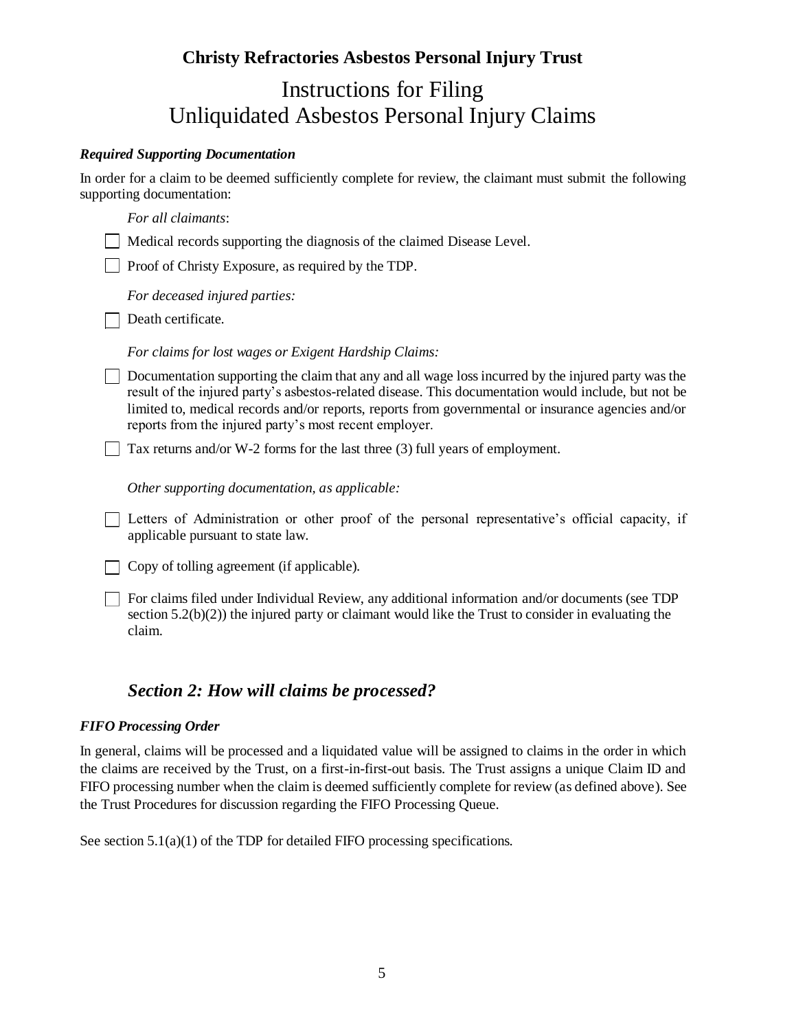**Christy Refractories Asbestos Personal Injury Trust**

# Instructions for Filing Unliquidated Asbestos Personal Injury Claims

***Required Supporting Documentation***

In order for a claim to be deemed sufficiently complete for review, the claimant must submit the following supporting documentation:

*For all claimants*:

- [ ] Medical records supporting the diagnosis of the claimed Disease Level.
- [ ] Proof of Christy Exposure, as required by the TDP.

*For deceased injured parties:*

- [ ] Death certificate.

*For claims for lost wages or Exigent Hardship Claims:*

- [ ] Documentation supporting the claim that any and all wage loss incurred by the injured party was the result of the injured party's asbestos-related disease. This documentation would include, but not be limited to, medical records and/or reports, reports from governmental or insurance agencies and/or reports from the injured party's most recent employer.
- [ ] Tax returns and/or W-2 forms for the last three (3) full years of employment.

*Other supporting documentation, as applicable:*

- [ ] Letters of Administration or other proof of the personal representative's official capacity, if applicable pursuant to state law.
- [ ] Copy of tolling agreement (if applicable).
- [ ] For claims filed under Individual Review, any additional information and/or documents (see TDP section 5.2(b)(2)) the injured party or claimant would like the Trust to consider in evaluating the claim.

## *Section 2: How will claims be processed?*

***FIFO Processing Order***

In general, claims will be processed and a liquidated value will be assigned to claims in the order in which the claims are received by the Trust, on a first-in-first-out basis. The Trust assigns a unique Claim ID and FIFO processing number when the claim is deemed sufficiently complete for review (as defined above). See the Trust Procedures for discussion regarding the FIFO Processing Queue.

See section 5.1(a)(1) of the TDP for detailed FIFO processing specifications.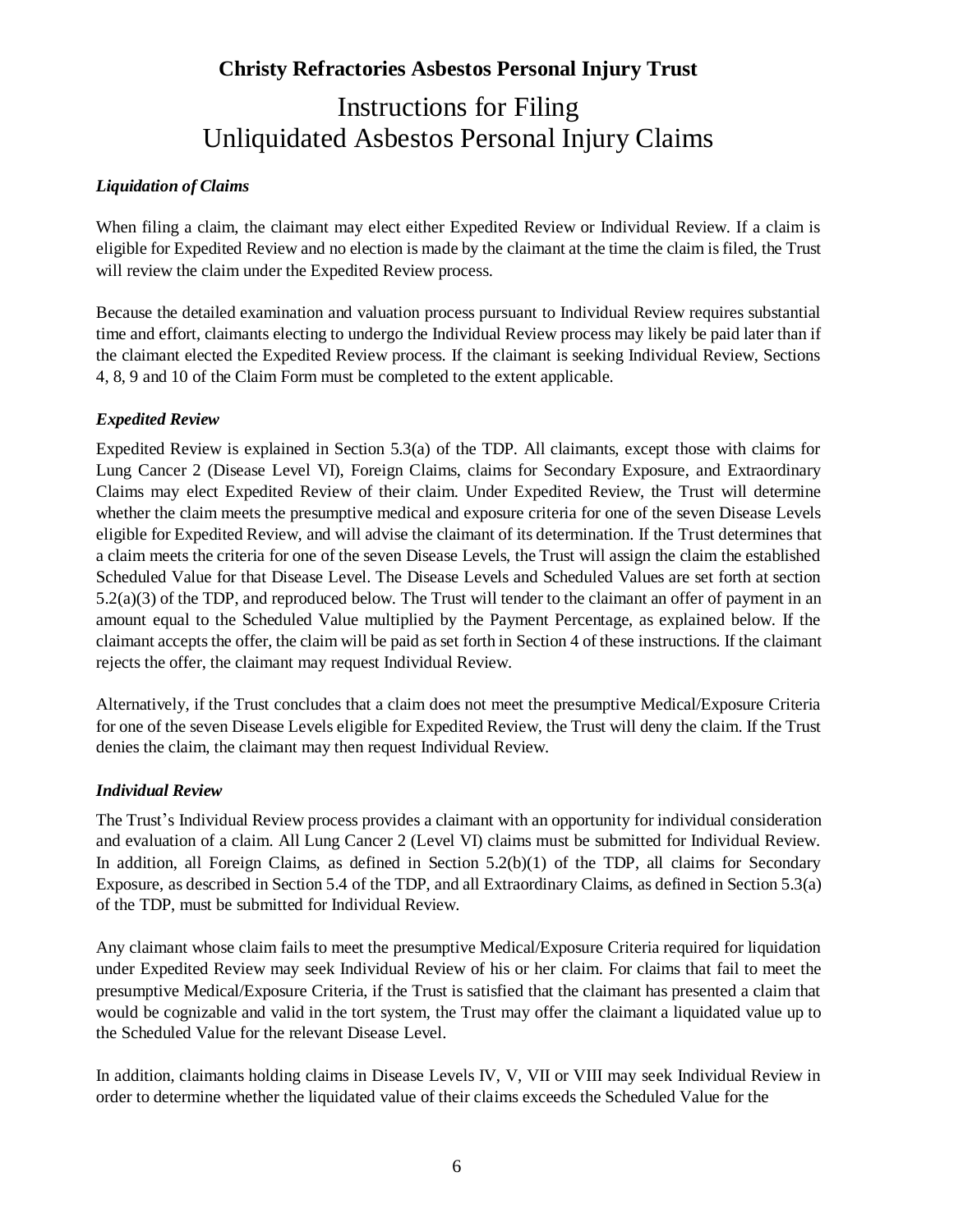**Christy Refractories Asbestos Personal Injury Trust**

# Instructions for Filing Unliquidated Asbestos Personal Injury Claims

### *Liquidation of Claims*

When filing a claim, the claimant may elect either Expedited Review or Individual Review. If a claim is eligible for Expedited Review and no election is made by the claimant at the time the claim is filed, the Trust will review the claim under the Expedited Review process.

Because the detailed examination and valuation process pursuant to Individual Review requires substantial time and effort, claimants electing to undergo the Individual Review process may likely be paid later than if the claimant elected the Expedited Review process. If the claimant is seeking Individual Review, Sections 4, 8, 9 and 10 of the Claim Form must be completed to the extent applicable.

### *Expedited Review*

Expedited Review is explained in Section 5.3(a) of the TDP. All claimants, except those with claims for Lung Cancer 2 (Disease Level VI), Foreign Claims, claims for Secondary Exposure, and Extraordinary Claims may elect Expedited Review of their claim. Under Expedited Review, the Trust will determine whether the claim meets the presumptive medical and exposure criteria for one of the seven Disease Levels eligible for Expedited Review, and will advise the claimant of its determination. If the Trust determines that a claim meets the criteria for one of the seven Disease Levels, the Trust will assign the claim the established Scheduled Value for that Disease Level. The Disease Levels and Scheduled Values are set forth at section 5.2(a)(3) of the TDP, and reproduced below. The Trust will tender to the claimant an offer of payment in an amount equal to the Scheduled Value multiplied by the Payment Percentage, as explained below. If the claimant accepts the offer, the claim will be paid as set forth in Section 4 of these instructions. If the claimant rejects the offer, the claimant may request Individual Review.

Alternatively, if the Trust concludes that a claim does not meet the presumptive Medical/Exposure Criteria for one of the seven Disease Levels eligible for Expedited Review, the Trust will deny the claim. If the Trust denies the claim, the claimant may then request Individual Review.

### *Individual Review*

The Trust's Individual Review process provides a claimant with an opportunity for individual consideration and evaluation of a claim. All Lung Cancer 2 (Level VI) claims must be submitted for Individual Review. In addition, all Foreign Claims, as defined in Section 5.2(b)(1) of the TDP, all claims for Secondary Exposure, as described in Section 5.4 of the TDP, and all Extraordinary Claims, as defined in Section 5.3(a) of the TDP, must be submitted for Individual Review.

Any claimant whose claim fails to meet the presumptive Medical/Exposure Criteria required for liquidation under Expedited Review may seek Individual Review of his or her claim. For claims that fail to meet the presumptive Medical/Exposure Criteria, if the Trust is satisfied that the claimant has presented a claim that would be cognizable and valid in the tort system, the Trust may offer the claimant a liquidated value up to the Scheduled Value for the relevant Disease Level.

In addition, claimants holding claims in Disease Levels IV, V, VII or VIII may seek Individual Review in order to determine whether the liquidated value of their claims exceeds the Scheduled Value for the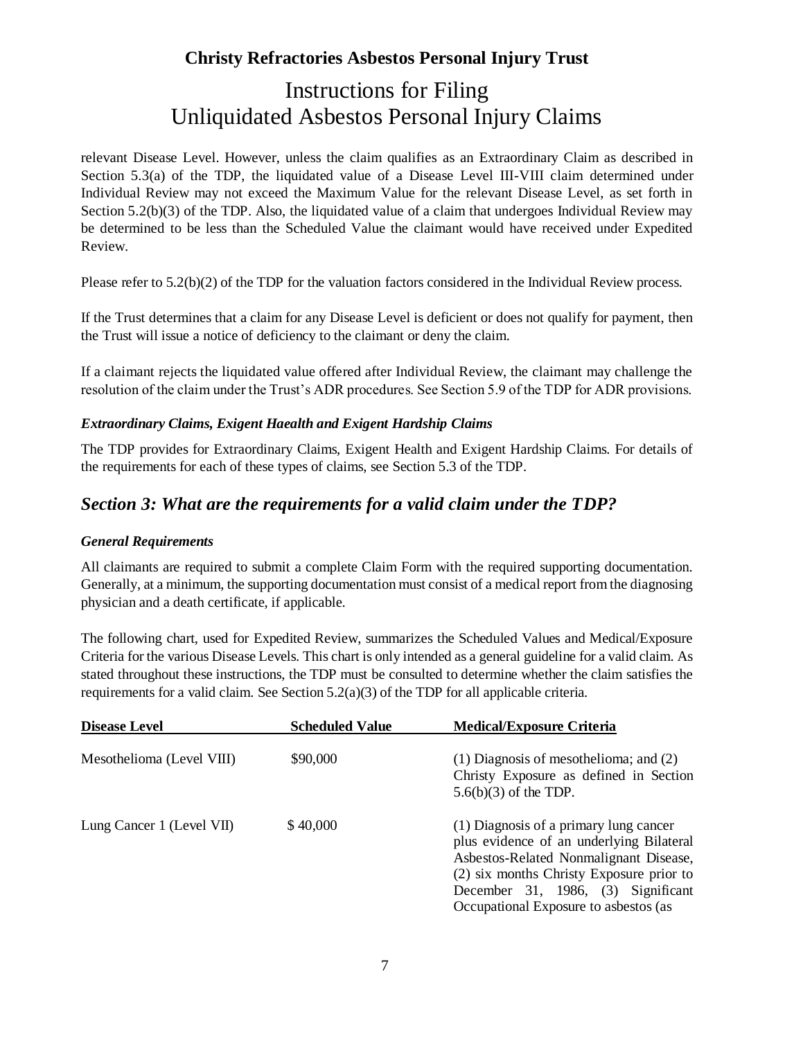relevant Disease Level. However, unless the claim qualifies as an Extraordinary Claim as described in Section 5.3(a) of the TDP, the liquidated value of a Disease Level III-VIII claim determined under Individual Review may not exceed the Maximum Value for the relevant Disease Level, as set forth in Section 5.2(b)(3) of the TDP. Also, the liquidated value of a claim that undergoes Individual Review may be determined to be less than the Scheduled Value the claimant would have received under Expedited Review.

Please refer to 5.2(b)(2) of the TDP for the valuation factors considered in the Individual Review process.

If the Trust determines that a claim for any Disease Level is deficient or does not qualify for payment, then the Trust will issue a notice of deficiency to the claimant or deny the claim.

If a claimant rejects the liquidated value offered after Individual Review, the claimant may challenge the resolution of the claim under the Trust's ADR procedures. See Section 5.9 of the TDP for ADR provisions.

#### *Extraordinary Claims, Exigent Haealth and Exigent Hardship Claims*

The TDP provides for Extraordinary Claims, Exigent Health and Exigent Hardship Claims. For details of the requirements for each of these types of claims, see Section 5.3 of the TDP.

## *Section 3: What are the requirements for a valid claim under the TDP?*

#### *General Requirements*

All claimants are required to submit a complete Claim Form with the required supporting documentation. Generally, at a minimum, the supporting documentation must consist of a medical report from the diagnosing physician and a death certificate, if applicable.

The following chart, used for Expedited Review, summarizes the Scheduled Values and Medical/Exposure Criteria for the various Disease Levels. This chart is only intended as a general guideline for a valid claim. As stated throughout these instructions, the TDP must be consulted to determine whether the claim satisfies the requirements for a valid claim. See Section 5.2(a)(3) of the TDP for all applicable criteria.

| Disease Level | Scheduled Value | Medical/Exposure Criteria |
| --- | --- | --- |
| Mesothelioma (Level VIII) | $90,000 | (1) Diagnosis of mesothelioma; and (2) Christy Exposure as defined in Section 5.6(b)(3) of the TDP. |
| Lung Cancer 1 (Level VII) | $ 40,000 | (1) Diagnosis of a primary lung cancer plus evidence of an underlying Bilateral Asbestos-Related Nonmalignant Disease, (2) six months Christy Exposure prior to December 31, 1986, (3) Significant Occupational Exposure to asbestos (as |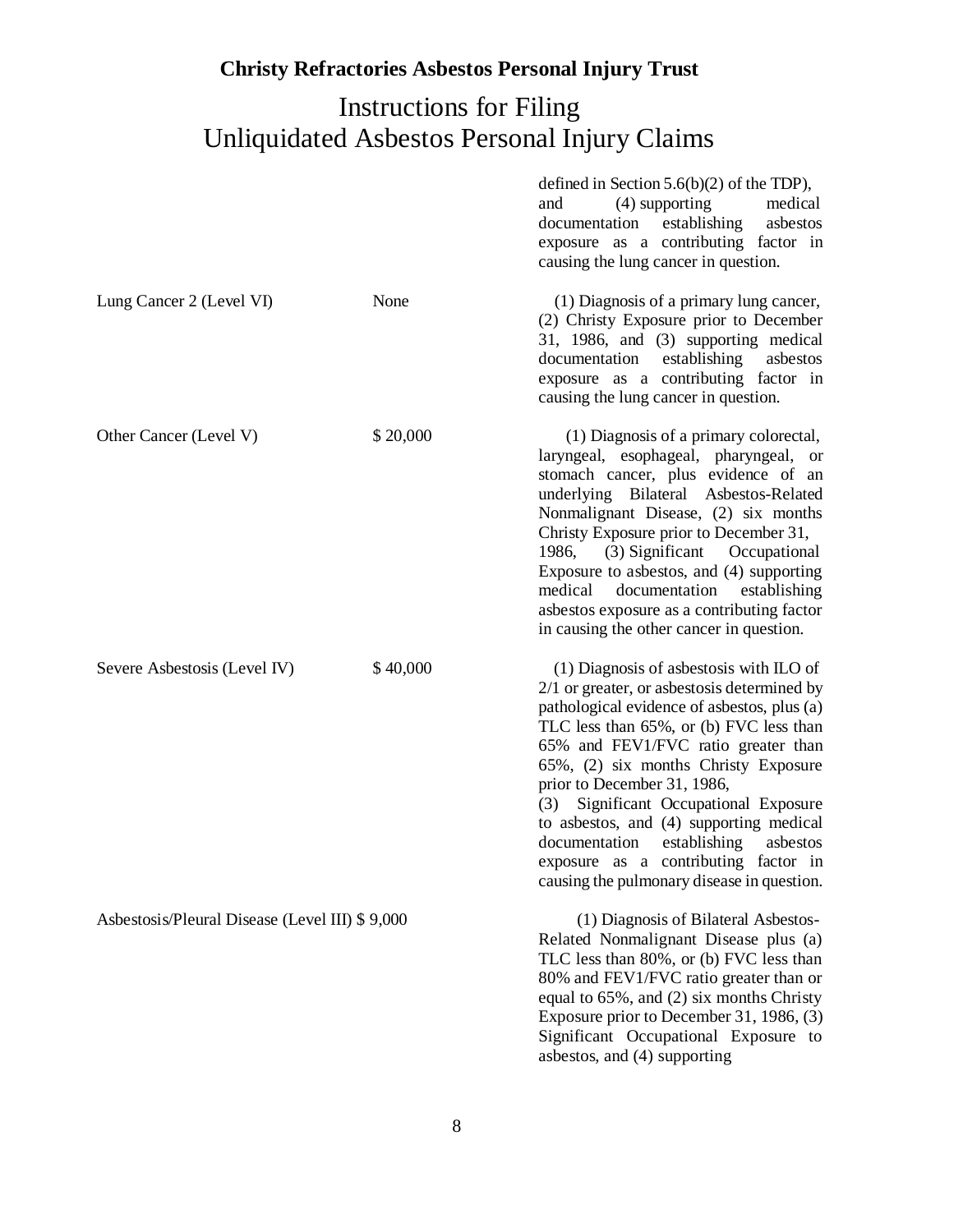**Christy Refractories Asbestos Personal Injury Trust**

# Instructions for Filing Unliquidated Asbestos Personal Injury Claims

| | | |
|---|---|---|
| | | defined in Section 5.6(b)(2) of the TDP), and (4) supporting medical documentation establishing asbestos exposure as a contributing factor in causing the lung cancer in question. |
| Lung Cancer 2 (Level VI) | None | (1) Diagnosis of a primary lung cancer, (2) Christy Exposure prior to December 31, 1986, and (3) supporting medical documentation establishing asbestos exposure as a contributing factor in causing the lung cancer in question. |
| Other Cancer (Level V) | $ 20,000 | (1) Diagnosis of a primary colorectal, laryngeal, esophageal, pharyngeal, or stomach cancer, plus evidence of an underlying Bilateral Asbestos-Related Nonmalignant Disease, (2) six months Christy Exposure prior to December 31, 1986, (3) Significant Occupational Exposure to asbestos, and (4) supporting medical documentation establishing asbestos exposure as a contributing factor in causing the other cancer in question. |
| Severe Asbestosis (Level IV) | $ 40,000 | (1) Diagnosis of asbestosis with ILO of 2/1 or greater, or asbestosis determined by pathological evidence of asbestos, plus (a) TLC less than 65%, or (b) FVC less than 65% and FEV1/FVC ratio greater than 65%, (2) six months Christy Exposure prior to December 31, 1986, (3) Significant Occupational Exposure to asbestos, and (4) supporting medical documentation establishing asbestos exposure as a contributing factor in causing the pulmonary disease in question. |
| Asbestosis/Pleural Disease (Level III) | $ 9,000 | (1) Diagnosis of Bilateral Asbestos-Related Nonmalignant Disease plus (a) TLC less than 80%, or (b) FVC less than 80% and FEV1/FVC ratio greater than or equal to 65%, and (2) six months Christy Exposure prior to December 31, 1986, (3) Significant Occupational Exposure to asbestos, and (4) supporting |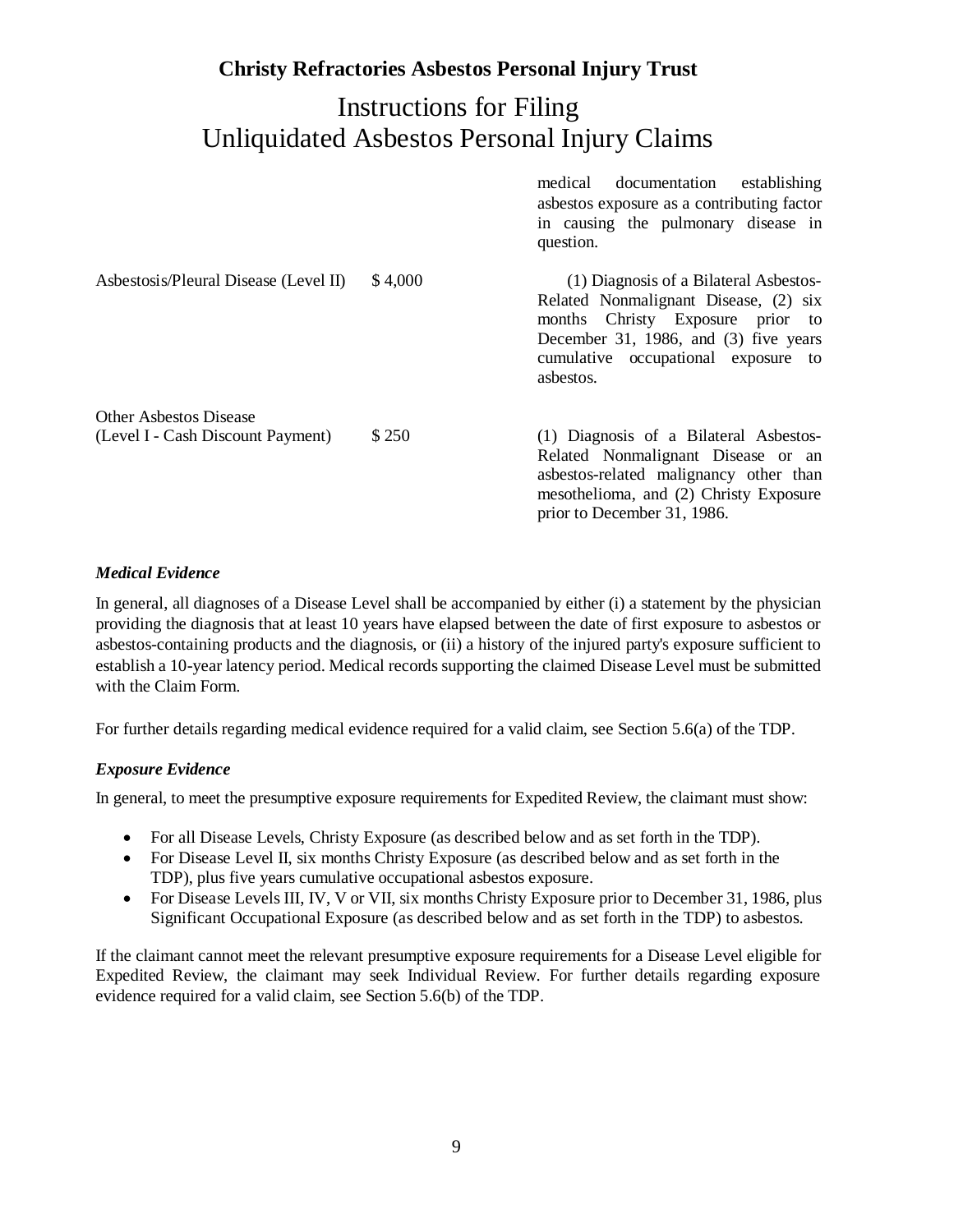| | | medical documentation establishing asbestos exposure as a contributing factor in causing the pulmonary disease in question. |
|---|---|---|
| Asbestosis/Pleural Disease (Level II) | $ 4,000 | (1) Diagnosis of a Bilateral Asbestos-Related Nonmalignant Disease, (2) six months Christy Exposure prior to December 31, 1986, and (3) five years cumulative occupational exposure to asbestos. |
| Other Asbestos Disease (Level I - Cash Discount Payment) | $ 250 | (1) Diagnosis of a Bilateral Asbestos-Related Nonmalignant Disease or an asbestos-related malignancy other than mesothelioma, and (2) Christy Exposure prior to December 31, 1986. |

### *Medical Evidence*

In general, all diagnoses of a Disease Level shall be accompanied by either (i) a statement by the physician providing the diagnosis that at least 10 years have elapsed between the date of first exposure to asbestos or asbestos-containing products and the diagnosis, or (ii) a history of the injured party's exposure sufficient to establish a 10-year latency period. Medical records supporting the claimed Disease Level must be submitted with the Claim Form.

For further details regarding medical evidence required for a valid claim, see Section 5.6(a) of the TDP.

### *Exposure Evidence*

In general, to meet the presumptive exposure requirements for Expedited Review, the claimant must show:

- For all Disease Levels, Christy Exposure (as described below and as set forth in the TDP).
- For Disease Level II, six months Christy Exposure (as described below and as set forth in the TDP), plus five years cumulative occupational asbestos exposure.
- For Disease Levels III, IV, V or VII, six months Christy Exposure prior to December 31, 1986, plus Significant Occupational Exposure (as described below and as set forth in the TDP) to asbestos.

If the claimant cannot meet the relevant presumptive exposure requirements for a Disease Level eligible for Expedited Review, the claimant may seek Individual Review. For further details regarding exposure evidence required for a valid claim, see Section 5.6(b) of the TDP.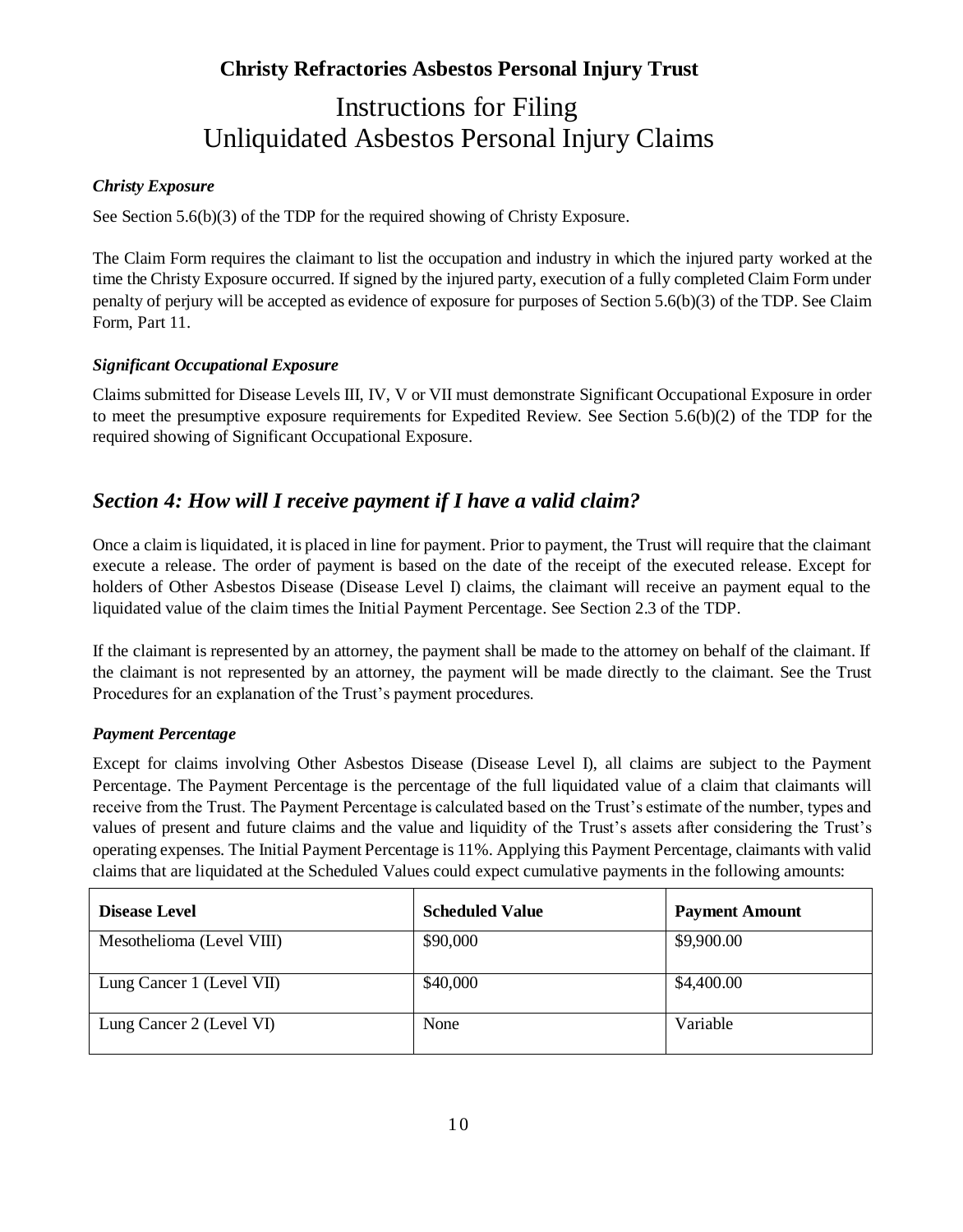**Christy Refractories Asbestos Personal Injury Trust**

# Instructions for Filing Unliquidated Asbestos Personal Injury Claims

### *Christy Exposure*

See Section 5.6(b)(3) of the TDP for the required showing of Christy Exposure.

The Claim Form requires the claimant to list the occupation and industry in which the injured party worked at the time the Christy Exposure occurred. If signed by the injured party, execution of a fully completed Claim Form under penalty of perjury will be accepted as evidence of exposure for purposes of Section 5.6(b)(3) of the TDP. See Claim Form, Part 11.

### *Significant Occupational Exposure*

Claims submitted for Disease Levels III, IV, V or VII must demonstrate Significant Occupational Exposure in order to meet the presumptive exposure requirements for Expedited Review. See Section 5.6(b)(2) of the TDP for the required showing of Significant Occupational Exposure.

## *Section 4: How will I receive payment if I have a valid claim?*

Once a claim is liquidated, it is placed in line for payment. Prior to payment, the Trust will require that the claimant execute a release. The order of payment is based on the date of the receipt of the executed release. Except for holders of Other Asbestos Disease (Disease Level I) claims, the claimant will receive an payment equal to the liquidated value of the claim times the Initial Payment Percentage. See Section 2.3 of the TDP.

If the claimant is represented by an attorney, the payment shall be made to the attorney on behalf of the claimant. If the claimant is not represented by an attorney, the payment will be made directly to the claimant. See the Trust Procedures for an explanation of the Trust's payment procedures.

### *Payment Percentage*

Except for claims involving Other Asbestos Disease (Disease Level I), all claims are subject to the Payment Percentage. The Payment Percentage is the percentage of the full liquidated value of a claim that claimants will receive from the Trust. The Payment Percentage is calculated based on the Trust's estimate of the number, types and values of present and future claims and the value and liquidity of the Trust's assets after considering the Trust's operating expenses. The Initial Payment Percentage is 11%. Applying this Payment Percentage, claimants with valid claims that are liquidated at the Scheduled Values could expect cumulative payments in the following amounts:

| Disease Level | Scheduled Value | Payment Amount |
|---|---|---|
| Mesothelioma (Level VIII) | $90,000 | $9,900.00 |
| Lung Cancer 1 (Level VII) | $40,000 | $4,400.00 |
| Lung Cancer 2 (Level VI) | None | Variable |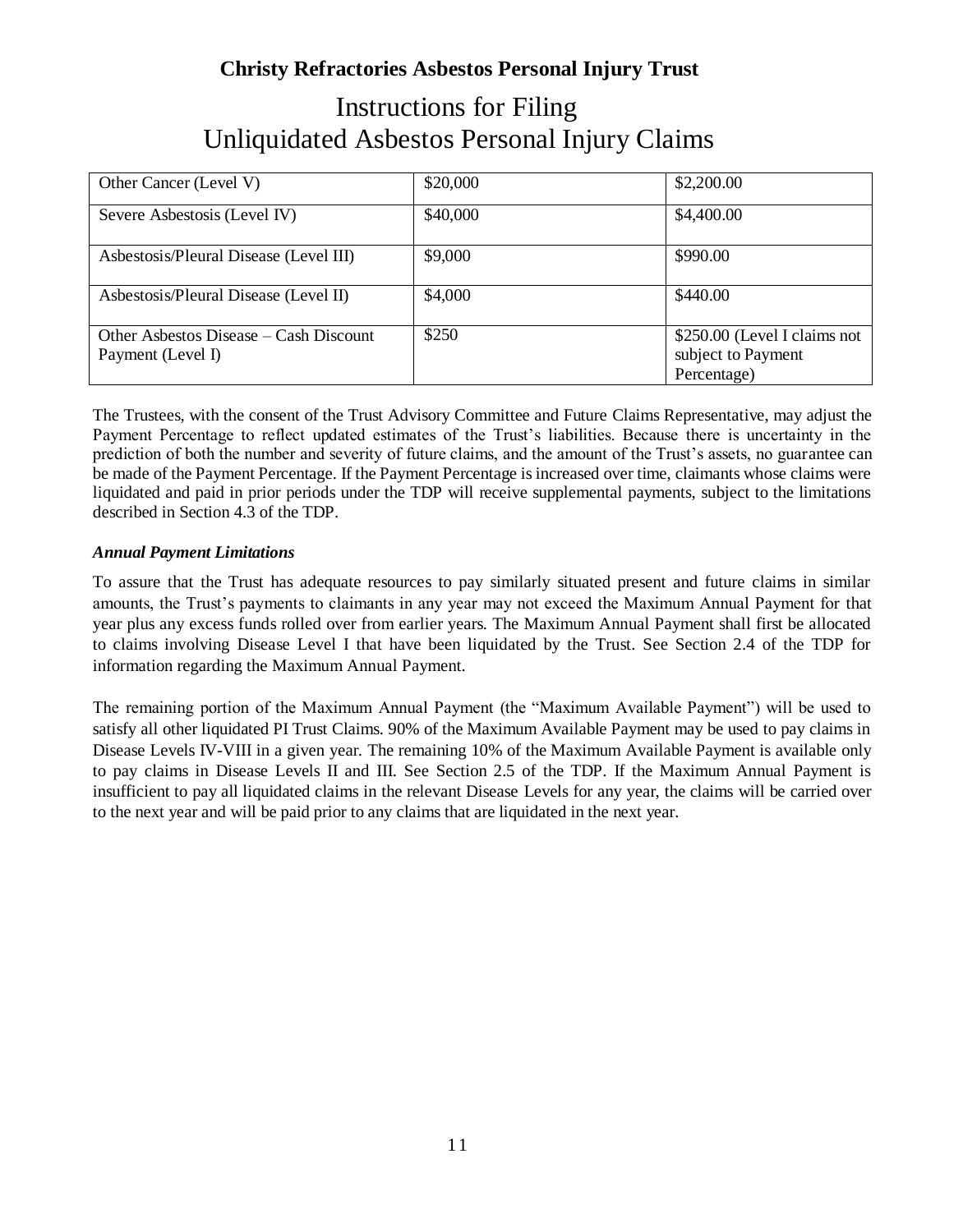| | | |
|---|---|---|
| Other Cancer (Level V) | \$20,000 | \$2,200.00 |
| Severe Asbestosis (Level IV) | \$40,000 | \$4,400.00 |
| Asbestosis/Pleural Disease (Level III) | \$9,000 | \$990.00 |
| Asbestosis/Pleural Disease (Level II) | \$4,000 | \$440.00 |
| Other Asbestos Disease – Cash Discount Payment (Level I) | \$250 | \$250.00 (Level I claims not subject to Payment Percentage) |

The Trustees, with the consent of the Trust Advisory Committee and Future Claims Representative, may adjust the Payment Percentage to reflect updated estimates of the Trust's liabilities. Because there is uncertainty in the prediction of both the number and severity of future claims, and the amount of the Trust's assets, no guarantee can be made of the Payment Percentage. If the Payment Percentage is increased over time, claimants whose claims were liquidated and paid in prior periods under the TDP will receive supplemental payments, subject to the limitations described in Section 4.3 of the TDP.

***Annual Payment Limitations***

To assure that the Trust has adequate resources to pay similarly situated present and future claims in similar amounts, the Trust's payments to claimants in any year may not exceed the Maximum Annual Payment for that year plus any excess funds rolled over from earlier years. The Maximum Annual Payment shall first be allocated to claims involving Disease Level I that have been liquidated by the Trust. See Section 2.4 of the TDP for information regarding the Maximum Annual Payment.

The remaining portion of the Maximum Annual Payment (the "Maximum Available Payment") will be used to satisfy all other liquidated PI Trust Claims. 90% of the Maximum Available Payment may be used to pay claims in Disease Levels IV-VIII in a given year. The remaining 10% of the Maximum Available Payment is available only to pay claims in Disease Levels II and III. See Section 2.5 of the TDP. If the Maximum Annual Payment is insufficient to pay all liquidated claims in the relevant Disease Levels for any year, the claims will be carried over to the next year and will be paid prior to any claims that are liquidated in the next year.